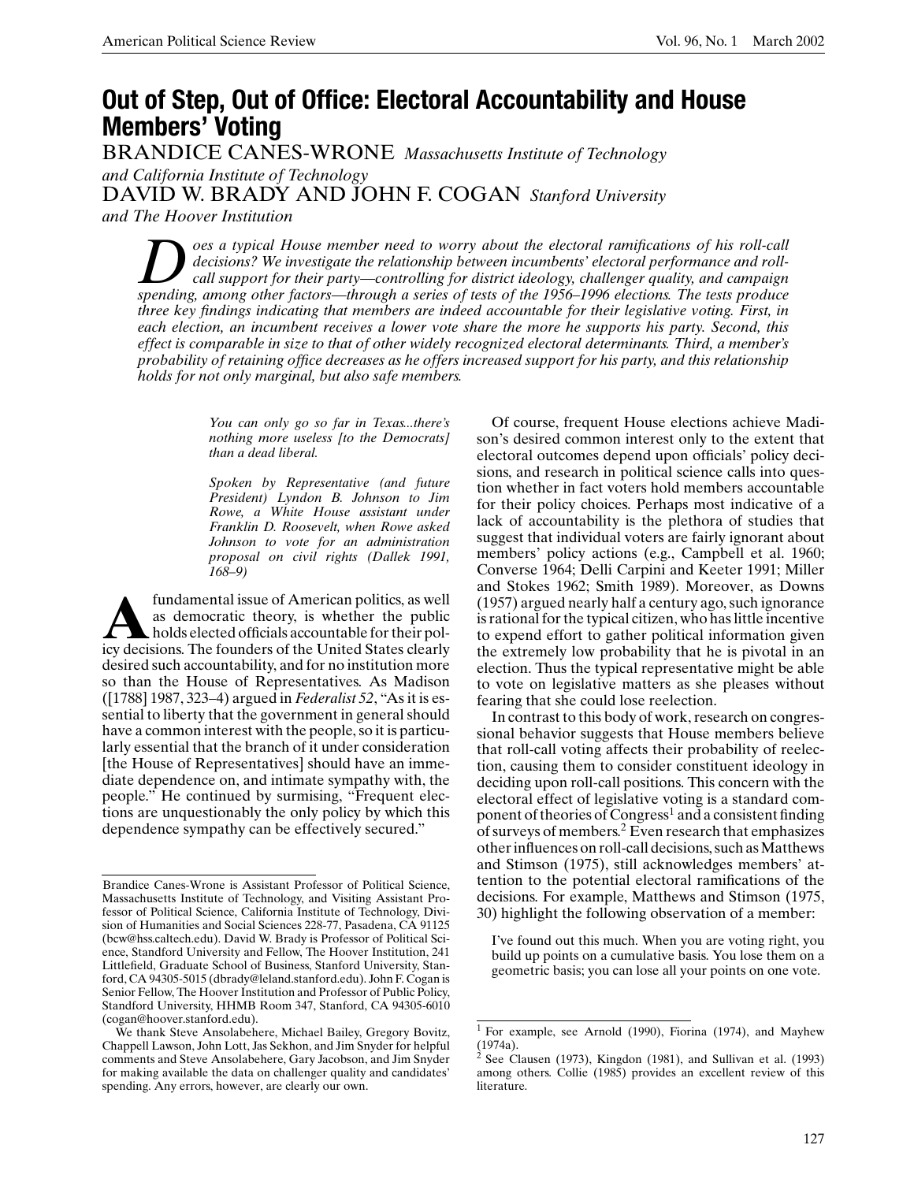# Out of Step, Out of Office: Electoral Accountability and House Members' Voting

BRANDICE CANES-WRONE *Massachusetts Institute of Technology and California Institute of Technology*

DAVID W. BRADY AND JOHN F. COGAN *Stanford University and The Hoover Institution*

*Does a typical House member need to worry about the electoral ramifications of his roll-call decisions? We investigate the relationship between incumbents' electoral performance and roll-call support for their party—controlling for district ideology, challenger quality, and campaign spending, among other factors—through a series of tests of the 1956–1996 elections. The tests produce three key findings indicating that members are indeed accountable for their legislative voting. First, in each election, an incumbent receives a lower vote share the more he supports his party. Second, this effect is comparable in size to that of other widely recognized electoral determinants. Third, a member's probability of retaining office decreases as he offers increased support for his party, and this relationship holds for not only marginal, but also safe members.*

> *You can only go so far in Texas...there's nothing more useless [to the Democrats] than a dead liberal.*
>
> *Spoken by Representative (and future President) Lyndon B. Johnson to Jim Rowe, a White House assistant under Franklin D. Roosevelt, when Rowe asked Johnson to vote for an administration proposal on civil rights (Dallek 1991, 168–9)*

A fundamental issue of American politics, as well as democratic theory, is whether the public holds elected officials accountable for their policy decisions. The founders of the United States clearly desired such accountability, and for no institution more so than the House of Representatives. As Madison ([1788] 1987, 323–4) argued in *Federalist 52*, "As it is essential to liberty that the government in general should have a common interest with the people, so it is particularly essential that the branch of it under consideration [the House of Representatives] should have an immediate dependence on, and intimate sympathy with, the people." He continued by surmising, "Frequent elections are unquestionably the only policy by which this dependence sympathy can be effectively secured."

Of course, frequent House elections achieve Madison's desired common interest only to the extent that electoral outcomes depend upon officials' policy decisions, and research in political science calls into question whether in fact voters hold members accountable for their policy choices. Perhaps most indicative of a lack of accountability is the plethora of studies that suggest that individual voters are fairly ignorant about members' policy actions (e.g., Campbell et al. 1960; Converse 1964; Delli Carpini and Keeter 1991; Miller and Stokes 1962; Smith 1989). Moreover, as Downs (1957) argued nearly half a century ago, such ignorance is rational for the typical citizen, who has little incentive to expend effort to gather political information given the extremely low probability that he is pivotal in an election. Thus the typical representative might be able to vote on legislative matters as she pleases without fearing that she could lose reelection.

In contrast to this body of work, research on congressional behavior suggests that House members believe that roll-call voting affects their probability of reelection, causing them to consider constituent ideology in deciding upon roll-call positions. This concern with the electoral effect of legislative voting is a standard component of theories of Congress[1] and a consistent finding of surveys of members.[2] Even research that emphasizes other influences on roll-call decisions, such as Matthews and Stimson (1975), still acknowledges members' attention to the potential electoral ramifications of the decisions. For example, Matthews and Stimson (1975, 30) highlight the following observation of a member:

> I've found out this much. When you are voting right, you build up points on a cumulative basis. You lose them on a geometric basis; you can lose all your points on one vote.

---

Brandice Canes-Wrone is Assistant Professor of Political Science, Massachusetts Institute of Technology, and Visiting Assistant Professor of Political Science, California Institute of Technology, Division of Humanities and Social Sciences 228-77, Pasadena, CA 91125 (bcw@hss.caltech.edu). David W. Brady is Professor of Political Science, Standford University and Fellow, The Hoover Institution, 241 Littlefield, Graduate School of Business, Stanford University, Stanford, CA 94305-5015 (dbrady@leland.stanford.edu). John F. Cogan is Senior Fellow, The Hoover Institution and Professor of Public Policy, Standford University, HHMB Room 347, Stanford, CA 94305-6010 (cogan@hoover.stanford.edu).

We thank Steve Ansolabehere, Michael Bailey, Gregory Bovitz, Chappell Lawson, John Lott, Jas Sekhon, and Jim Snyder for helpful comments and Steve Ansolabehere, Gary Jacobson, and Jim Snyder for making available the data on challenger quality and candidates' spending. Any errors, however, are clearly our own.

[1] For example, see Arnold (1990), Fiorina (1974), and Mayhew (1974a).

[2] See Clausen (1973), Kingdon (1981), and Sullivan et al. (1993) among others. Collie (1985) provides an excellent review of this literature.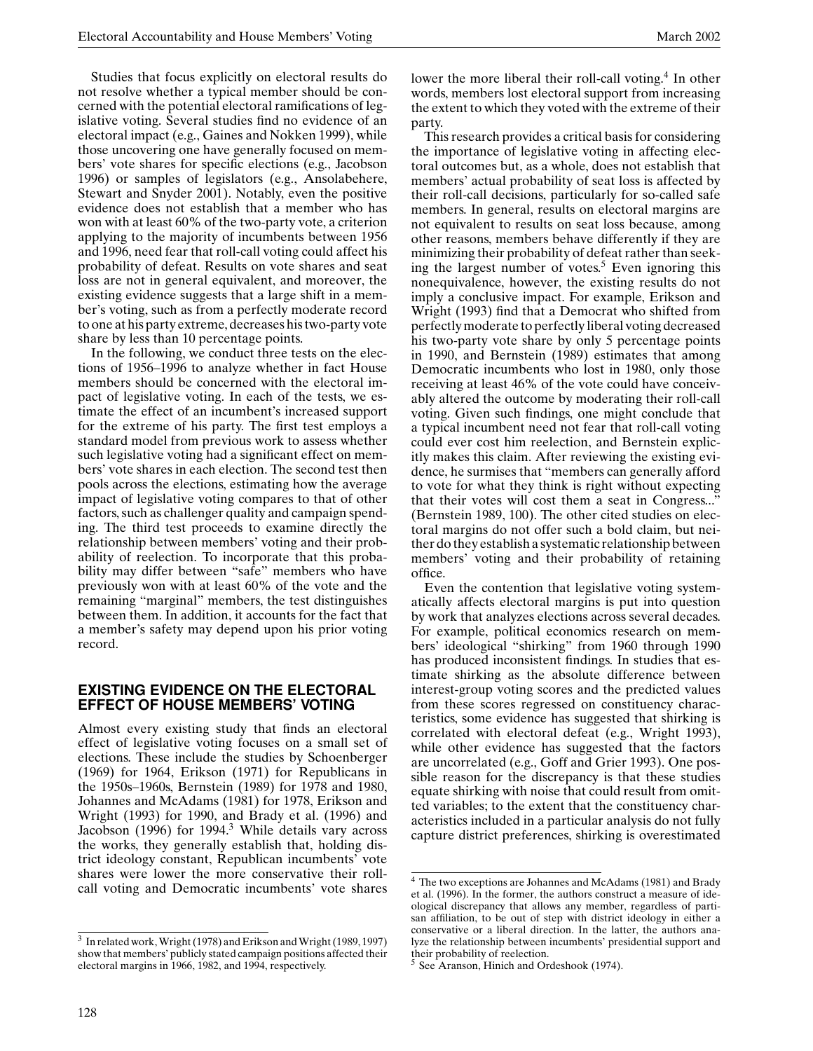Studies that focus explicitly on electoral results do not resolve whether a typical member should be concerned with the potential electoral ramifications of legislative voting. Several studies find no evidence of an electoral impact (e.g., Gaines and Nokken 1999), while those uncovering one have generally focused on members' vote shares for specific elections (e.g., Jacobson 1996) or samples of legislators (e.g., Ansolabehere, Stewart and Snyder 2001). Notably, even the positive evidence does not establish that a member who has won with at least 60% of the two-party vote, a criterion applying to the majority of incumbents between 1956 and 1996, need fear that roll-call voting could affect his probability of defeat. Results on vote shares and seat loss are not in general equivalent, and moreover, the existing evidence suggests that a large shift in a member's voting, such as from a perfectly moderate record to one at his party extreme, decreases his two-party vote share by less than 10 percentage points.

In the following, we conduct three tests on the elections of 1956–1996 to analyze whether in fact House members should be concerned with the electoral impact of legislative voting. In each of the tests, we estimate the effect of an incumbent's increased support for the extreme of his party. The first test employs a standard model from previous work to assess whether such legislative voting had a significant effect on members' vote shares in each election. The second test then pools across the elections, estimating how the average impact of legislative voting compares to that of other factors, such as challenger quality and campaign spending. The third test proceeds to examine directly the relationship between members' voting and their probability of reelection. To incorporate that this probability may differ between "safe" members who have previously won with at least 60% of the vote and the remaining "marginal" members, the test distinguishes between them. In addition, it accounts for the fact that a member's safety may depend upon his prior voting record.

## EXISTING EVIDENCE ON THE ELECTORAL EFFECT OF HOUSE MEMBERS' VOTING

Almost every existing study that finds an electoral effect of legislative voting focuses on a small set of elections. These include the studies by Schoenberger (1969) for 1964, Erikson (1971) for Republicans in the 1950s–1960s, Bernstein (1989) for 1978 and 1980, Johannes and McAdams (1981) for 1978, Erikson and Wright (1993) for 1990, and Brady et al. (1996) and Jacobson (1996) for 1994.[3] While details vary across the works, they generally establish that, holding district ideology constant, Republican incumbents' vote shares were lower the more conservative their roll-call voting and Democratic incumbents' vote shares lower the more liberal their roll-call voting.[4] In other words, members lost electoral support from increasing the extent to which they voted with the extreme of their party.

This research provides a critical basis for considering the importance of legislative voting in affecting electoral outcomes but, as a whole, does not establish that members' actual probability of seat loss is affected by their roll-call decisions, particularly for so-called safe members. In general, results on electoral margins are not equivalent to results on seat loss because, among other reasons, members behave differently if they are minimizing their probability of defeat rather than seeking the largest number of votes.[5] Even ignoring this nonequivalence, however, the existing results do not imply a conclusive impact. For example, Erikson and Wright (1993) find that a Democrat who shifted from perfectly moderate to perfectly liberal voting decreased his two-party vote share by only 5 percentage points in 1990, and Bernstein (1989) estimates that among Democratic incumbents who lost in 1980, only those receiving at least 46% of the vote could have conceivably altered the outcome by moderating their roll-call voting. Given such findings, one might conclude that a typical incumbent need not fear that roll-call voting could ever cost him reelection, and Bernstein explicitly makes this claim. After reviewing the existing evidence, he surmises that "members can generally afford to vote for what they think is right without expecting that their votes will cost them a seat in Congress..." (Bernstein 1989, 100). The other cited studies on electoral margins do not offer such a bold claim, but neither do they establish a systematic relationship between members' voting and their probability of retaining office.

Even the contention that legislative voting systematically affects electoral margins is put into question by work that analyzes elections across several decades. For example, political economics research on members' ideological "shirking" from 1960 through 1990 has produced inconsistent findings. In studies that estimate shirking as the absolute difference between interest-group voting scores and the predicted values from these scores regressed on constituency characteristics, some evidence has suggested that shirking is correlated with electoral defeat (e.g., Wright 1993), while other evidence has suggested that the factors are uncorrelated (e.g., Goff and Grier 1993). One possible reason for the discrepancy is that these studies equate shirking with noise that could result from omitted variables; to the extent that the constituency characteristics included in a particular analysis do not fully capture district preferences, shirking is overestimated

[3] In related work, Wright (1978) and Erikson and Wright (1989, 1997) show that members' publicly stated campaign positions affected their electoral margins in 1966, 1982, and 1994, respectively.

[4] The two exceptions are Johannes and McAdams (1981) and Brady et al. (1996). In the former, the authors construct a measure of ideological discrepancy that allows any member, regardless of partisan affiliation, to be out of step with district ideology in either a conservative or a liberal direction. In the latter, the authors analyze the relationship between incumbents' presidential support and their probability of reelection.

[5] See Aranson, Hinich and Ordeshook (1974).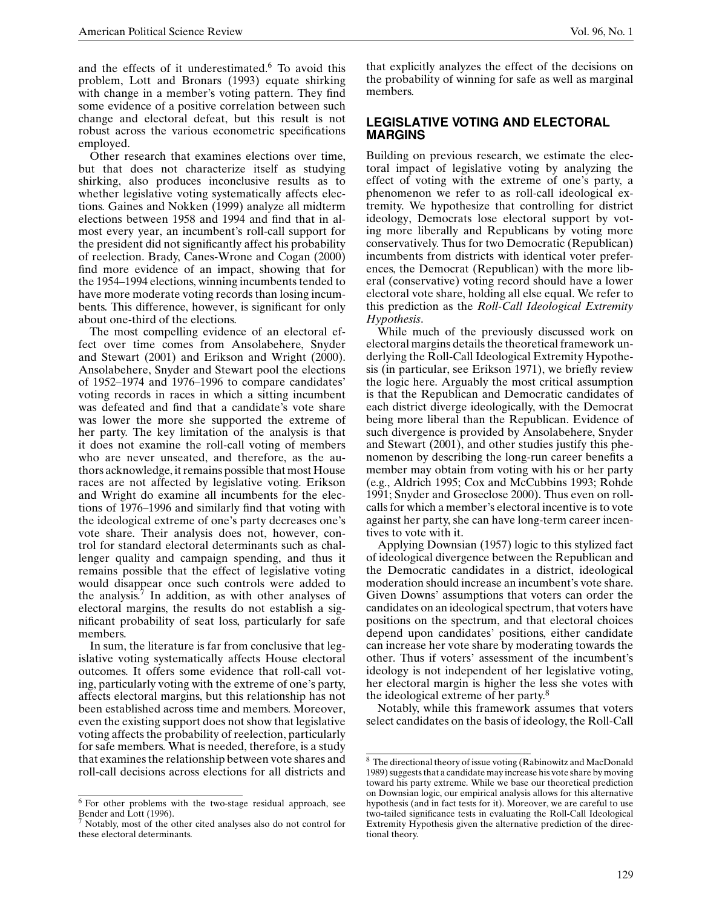and the effects of it underestimated.[6] To avoid this problem, Lott and Bronars (1993) equate shirking with change in a member's voting pattern. They find some evidence of a positive correlation between such change and electoral defeat, but this result is not robust across the various econometric specifications employed.

Other research that examines elections over time, but that does not characterize itself as studying shirking, also produces inconclusive results as to whether legislative voting systematically affects elections. Gaines and Nokken (1999) analyze all midterm elections between 1958 and 1994 and find that in almost every year, an incumbent's roll-call support for the president did not significantly affect his probability of reelection. Brady, Canes-Wrone and Cogan (2000) find more evidence of an impact, showing that for the 1954–1994 elections, winning incumbents tended to have more moderate voting records than losing incumbents. This difference, however, is significant for only about one-third of the elections.

The most compelling evidence of an electoral effect over time comes from Ansolabehere, Snyder and Stewart (2001) and Erikson and Wright (2000). Ansolabehere, Snyder and Stewart pool the elections of 1952–1974 and 1976–1996 to compare candidates' voting records in races in which a sitting incumbent was defeated and find that a candidate's vote share was lower the more she supported the extreme of her party. The key limitation of the analysis is that it does not examine the roll-call voting of members who are never unseated, and therefore, as the authors acknowledge, it remains possible that most House races are not affected by legislative voting. Erikson and Wright do examine all incumbents for the elections of 1976–1996 and similarly find that voting with the ideological extreme of one's party decreases one's vote share. Their analysis does not, however, control for standard electoral determinants such as challenger quality and campaign spending, and thus it remains possible that the effect of legislative voting would disappear once such controls were added to the analysis.[7] In addition, as with other analyses of electoral margins, the results do not establish a significant probability of seat loss, particularly for safe members.

In sum, the literature is far from conclusive that legislative voting systematically affects House electoral outcomes. It offers some evidence that roll-call voting, particularly voting with the extreme of one's party, affects electoral margins, but this relationship has not been established across time and members. Moreover, even the existing support does not show that legislative voting affects the probability of reelection, particularly for safe members. What is needed, therefore, is a study that examines the relationship between vote shares and roll-call decisions across elections for all districts and that explicitly analyzes the effect of the decisions on the probability of winning for safe as well as marginal members.

## LEGISLATIVE VOTING AND ELECTORAL MARGINS

Building on previous research, we estimate the electoral impact of legislative voting by analyzing the effect of voting with the extreme of one's party, a phenomenon we refer to as roll-call ideological extremity. We hypothesize that controlling for district ideology, Democrats lose electoral support by voting more liberally and Republicans by voting more conservatively. Thus for two Democratic (Republican) incumbents from districts with identical voter preferences, the Democrat (Republican) with the more liberal (conservative) voting record should have a lower electoral vote share, holding all else equal. We refer to this prediction as the *Roll-Call Ideological Extremity Hypothesis*.

While much of the previously discussed work on electoral margins details the theoretical framework underlying the Roll-Call Ideological Extremity Hypothesis (in particular, see Erikson 1971), we briefly review the logic here. Arguably the most critical assumption is that the Republican and Democratic candidates of each district diverge ideologically, with the Democrat being more liberal than the Republican. Evidence of such divergence is provided by Ansolabehere, Snyder and Stewart (2001), and other studies justify this phenomenon by describing the long-run career benefits a member may obtain from voting with his or her party (e.g., Aldrich 1995; Cox and McCubbins 1993; Rohde 1991; Snyder and Groseclose 2000). Thus even on roll-calls for which a member's electoral incentive is to vote against her party, she can have long-term career incentives to vote with it.

Applying Downsian (1957) logic to this stylized fact of ideological divergence between the Republican and the Democratic candidates in a district, ideological moderation should increase an incumbent's vote share. Given Downs' assumptions that voters can order the candidates on an ideological spectrum, that voters have positions on the spectrum, and that electoral choices depend upon candidates' positions, either candidate can increase her vote share by moderating towards the other. Thus if voters' assessment of the incumbent's ideology is not independent of her legislative voting, her electoral margin is higher the less she votes with the ideological extreme of her party.[8]

Notably, while this framework assumes that voters select candidates on the basis of ideology, the Roll-Call

---

[6] For other problems with the two-stage residual approach, see Bender and Lott (1996).

[7] Notably, most of the other cited analyses also do not control for these electoral determinants.

[8] The directional theory of issue voting (Rabinowitz and MacDonald 1989) suggests that a candidate may increase his vote share by moving toward his party extreme. While we base our theoretical prediction on Downsian logic, our empirical analysis allows for this alternative hypothesis (and in fact tests for it). Moreover, we are careful to use two-tailed significance tests in evaluating the Roll-Call Ideological Extremity Hypothesis given the alternative prediction of the directional theory.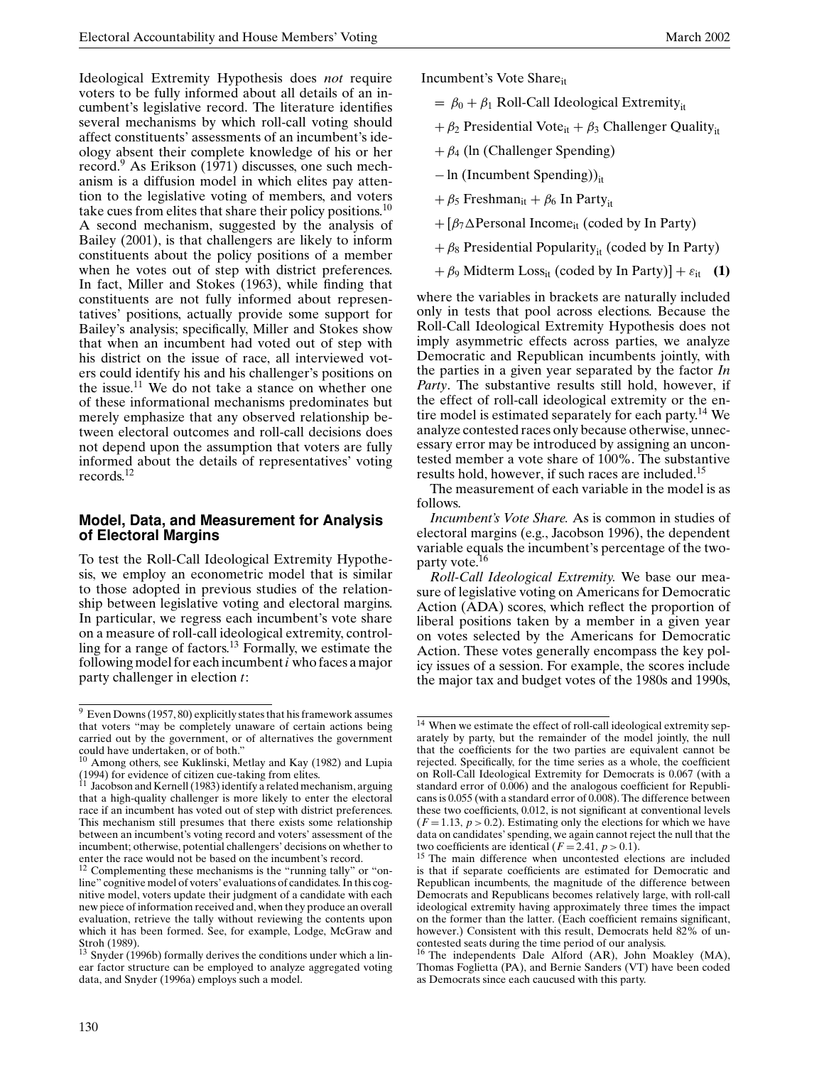Ideological Extremity Hypothesis does *not* require voters to be fully informed about all details of an incumbent's legislative record. The literature identifies several mechanisms by which roll-call voting should affect constituents' assessments of an incumbent's ideology absent their complete knowledge of his or her record.[9] As Erikson (1971) discusses, one such mechanism is a diffusion model in which elites pay attention to the legislative voting of members, and voters take cues from elites that share their policy positions.[10] A second mechanism, suggested by the analysis of Bailey (2001), is that challengers are likely to inform constituents about the policy positions of a member when he votes out of step with district preferences. In fact, Miller and Stokes (1963), while finding that constituents are not fully informed about representatives' positions, actually provide some support for Bailey's analysis; specifically, Miller and Stokes show that when an incumbent had voted out of step with his district on the issue of race, all interviewed voters could identify his and his challenger's positions on the issue.[11] We do not take a stance on whether one of these informational mechanisms predominates but merely emphasize that any observed relationship between electoral outcomes and roll-call decisions does not depend upon the assumption that voters are fully informed about the details of representatives' voting records.[12]

## Model, Data, and Measurement for Analysis of Electoral Margins

To test the Roll-Call Ideological Extremity Hypothesis, we employ an econometric model that is similar to those adopted in previous studies of the relationship between legislative voting and electoral margins. In particular, we regress each incumbent's vote share on a measure of roll-call ideological extremity, controlling for a range of factors.[13] Formally, we estimate the following model for each incumbent $i$ who faces a major party challenger in election $t$:

$$
\begin{aligned}
\text{Incumbent's Vote Share}_{it} &= \beta_0 + \beta_1 \text{ Roll-Call Ideological Extremity}_{it} \\
&+ \beta_2 \text{ Presidential Vote}_{it} + \beta_3 \text{ Challenger Quality}_{it} \\
&+ \beta_4 \text{ (ln (Challenger Spending)} \\
&- \text{ln (Incumbent Spending))}_{it} \\
&+ \beta_5 \text{ Freshman}_{it} + \beta_6 \text{ In Party}_{it} \\
&+ [\beta_7 \Delta\text{Personal Income}_{it} \text{ (coded by In Party)} \\
&+ \beta_8 \text{ Presidential Popularity}_{it} \text{ (coded by In Party)} \\
&+ \beta_9 \text{ Midterm Loss}_{it} \text{ (coded by In Party)}] + \varepsilon_{it} \quad \textbf{(1)}
\end{aligned}
$$

where the variables in brackets are naturally included only in tests that pool across elections. Because the Roll-Call Ideological Extremity Hypothesis does not imply asymmetric effects across parties, we analyze Democratic and Republican incumbents jointly, with the parties in a given year separated by the factor *In Party*. The substantive results still hold, however, if the effect of roll-call ideological extremity or the entire model is estimated separately for each party.[14] We analyze contested races only because otherwise, unnecessary error may be introduced by assigning an uncontested member a vote share of 100%. The substantive results hold, however, if such races are included.[15]

The measurement of each variable in the model is as follows.

*Incumbent's Vote Share.* As is common in studies of electoral margins (e.g., Jacobson 1996), the dependent variable equals the incumbent's percentage of the two-party vote.[16]

*Roll-Call Ideological Extremity.* We base our measure of legislative voting on Americans for Democratic Action (ADA) scores, which reflect the proportion of liberal positions taken by a member in a given year on votes selected by the Americans for Democratic Action. These votes generally encompass the key policy issues of a session. For example, the scores include the major tax and budget votes of the 1980s and 1990s,

---

[9] Even Downs (1957, 80) explicitly states that his framework assumes that voters "may be completely unaware of certain actions being carried out by the government, or of alternatives the government could have undertaken, or of both."

[10] Among others, see Kuklinski, Metlay and Kay (1982) and Lupia (1994) for evidence of citizen cue-taking from elites.

[11] Jacobson and Kernell (1983) identify a related mechanism, arguing that a high-quality challenger is more likely to enter the electoral race if an incumbent has voted out of step with district preferences. This mechanism still presumes that there exists some relationship between an incumbent's voting record and voters' assessment of the incumbent; otherwise, potential challengers' decisions on whether to enter the race would not be based on the incumbent's record.

[12] Complementing these mechanisms is the "running tally" or "on-line" cognitive model of voters' evaluations of candidates. In this cognitive model, voters update their judgment of a candidate with each new piece of information received and, when they produce an overall evaluation, retrieve the tally without reviewing the contents upon which it has been formed. See, for example, Lodge, McGraw and Stroh (1989).

[13] Snyder (1996b) formally derives the conditions under which a linear factor structure can be employed to analyze aggregated voting data, and Snyder (1996a) employs such a model.

[14] When we estimate the effect of roll-call ideological extremity separately by party, but the remainder of the model jointly, the null that the coefficients for the two parties are equivalent cannot be rejected. Specifically, for the time series as a whole, the coefficient on Roll-Call Ideological Extremity for Democrats is 0.067 (with a standard error of 0.006) and the analogous coefficient for Republicans is 0.055 (with a standard error of 0.008). The difference between these two coefficients, 0.012, is not significant at conventional levels ($F = 1.13$, $p > 0.2$). Estimating only the elections for which we have data on candidates' spending, we again cannot reject the null that the two coefficients are identical ($F = 2.41$, $p > 0.1$).

[15] The main difference when uncontested elections are included is that if separate coefficients are estimated for Democratic and Republican incumbents, the magnitude of the difference between Democrats and Republicans becomes relatively large, with roll-call ideological extremity having approximately three times the impact on the former than the latter. (Each coefficient remains significant, however.) Consistent with this result, Democrats held 82% of uncontested seats during the time period of our analysis.

[16] The independents Dale Alford (AR), John Moakley (MA), Thomas Foglietta (PA), and Bernie Sanders (VT) have been coded as Democrats since each caucused with this party.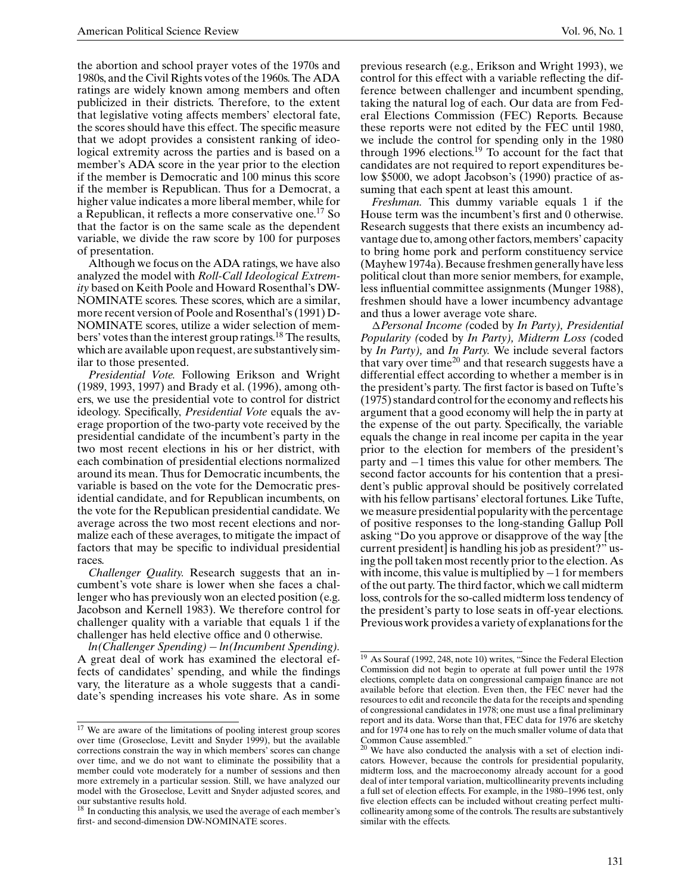the abortion and school prayer votes of the 1970s and 1980s, and the Civil Rights votes of the 1960s. The ADA ratings are widely known among members and often publicized in their districts. Therefore, to the extent that legislative voting affects members' electoral fate, the scores should have this effect. The specific measure that we adopt provides a consistent ranking of ideological extremity across the parties and is based on a member's ADA score in the year prior to the election if the member is Democratic and 100 minus this score if the member is Republican. Thus for a Democrat, a higher value indicates a more liberal member, while for a Republican, it reflects a more conservative one.[17] So that the factor is on the same scale as the dependent variable, we divide the raw score by 100 for purposes of presentation.

Although we focus on the ADA ratings, we have also analyzed the model with *Roll-Call Ideological Extremity* based on Keith Poole and Howard Rosenthal's DW-NOMINATE scores. These scores, which are a similar, more recent version of Poole and Rosenthal's (1991) D-NOMINATE scores, utilize a wider selection of members' votes than the interest group ratings.[18] The results, which are available upon request, are substantively similar to those presented.

*Presidential Vote.* Following Erikson and Wright (1989, 1993, 1997) and Brady et al. (1996), among others, we use the presidential vote to control for district ideology. Specifically, *Presidential Vote* equals the average proportion of the two-party vote received by the presidential candidate of the incumbent's party in the two most recent elections in his or her district, with each combination of presidential elections normalized around its mean. Thus for Democratic incumbents, the variable is based on the vote for the Democratic presidential candidate, and for Republican incumbents, on the vote for the Republican presidential candidate. We average across the two most recent elections and normalize each of these averages, to mitigate the impact of factors that may be specific to individual presidential races.

*Challenger Quality.* Research suggests that an incumbent's vote share is lower when she faces a challenger who has previously won an elected position (e.g. Jacobson and Kernell 1983). We therefore control for challenger quality with a variable that equals 1 if the challenger has held elective office and 0 otherwise.

*ln(Challenger Spending) − ln(Incumbent Spending).* A great deal of work has examined the electoral effects of candidates' spending, and while the findings vary, the literature as a whole suggests that a candidate's spending increases his vote share. As in some previous research (e.g., Erikson and Wright 1993), we control for this effect with a variable reflecting the difference between challenger and incumbent spending, taking the natural log of each. Our data are from Federal Elections Commission (FEC) Reports. Because these reports were not edited by the FEC until 1980, we include the control for spending only in the 1980 through 1996 elections.[19] To account for the fact that candidates are not required to report expenditures below \$5000, we adopt Jacobson's (1990) practice of assuming that each spent at least this amount.

*Freshman.* This dummy variable equals 1 if the House term was the incumbent's first and 0 otherwise. Research suggests that there exists an incumbency advantage due to, among other factors, members' capacity to bring home pork and perform constituency service (Mayhew 1974a). Because freshmen generally have less political clout than more senior members, for example, less influential committee assignments (Munger 1988), freshmen should have a lower incumbency advantage and thus a lower average vote share.

*ΔPersonal Income (*coded by *In Party), Presidential Popularity (*coded by *In Party), Midterm Loss (*coded by *In Party),* and *In Party.* We include several factors that vary over time[20] and that research suggests have a differential effect according to whether a member is in the president's party. The first factor is based on Tufte's (1975) standard control for the economy and reflects his argument that a good economy will help the in party at the expense of the out party. Specifically, the variable equals the change in real income per capita in the year prior to the election for members of the president's party and −1 times this value for other members. The second factor accounts for his contention that a president's public approval should be positively correlated with his fellow partisans' electoral fortunes. Like Tufte, we measure presidential popularity with the percentage of positive responses to the long-standing Gallup Poll asking "Do you approve or disapprove of the way [the current president] is handling his job as president?" using the poll taken most recently prior to the election. As with income, this value is multiplied by −1 for members of the out party. The third factor, which we call midterm loss, controls for the so-called midterm loss tendency of the president's party to lose seats in off-year elections. Previous work provides a variety of explanations for the

---

[17] We are aware of the limitations of pooling interest group scores over time (Groseclose, Levitt and Snyder 1999), but the available corrections constrain the way in which members' scores can change over time, and we do not want to eliminate the possibility that a member could vote moderately for a number of sessions and then more extremely in a particular session. Still, we have analyzed our model with the Groseclose, Levitt and Snyder adjusted scores, and our substantive results hold.

[18] In conducting this analysis, we used the average of each member's first- and second-dimension DW-NOMINATE scores.

[19] As Sourāf (1992, 248, note 10) writes, "Since the Federal Election Commission did not begin to operate at full power until the 1978 elections, complete data on congressional campaign finance are not available before that election. Even then, the FEC never had the resources to edit and reconcile the data for the receipts and spending of congressional candidates in 1978; one must use a final preliminary report and its data. Worse than that, FEC data for 1976 are sketchy and for 1974 one has to rely on the much smaller volume of data that Common Cause assembled."

[20] We have also conducted the analysis with a set of election indicators. However, because the controls for presidential popularity, midterm loss, and the macroeconomy already account for a good deal of inter temporal variation, multicollinearity prevents including a full set of election effects. For example, in the 1980–1996 test, only five election effects can be included without creating perfect multicollinearity among some of the controls. The results are substantively similar with the effects.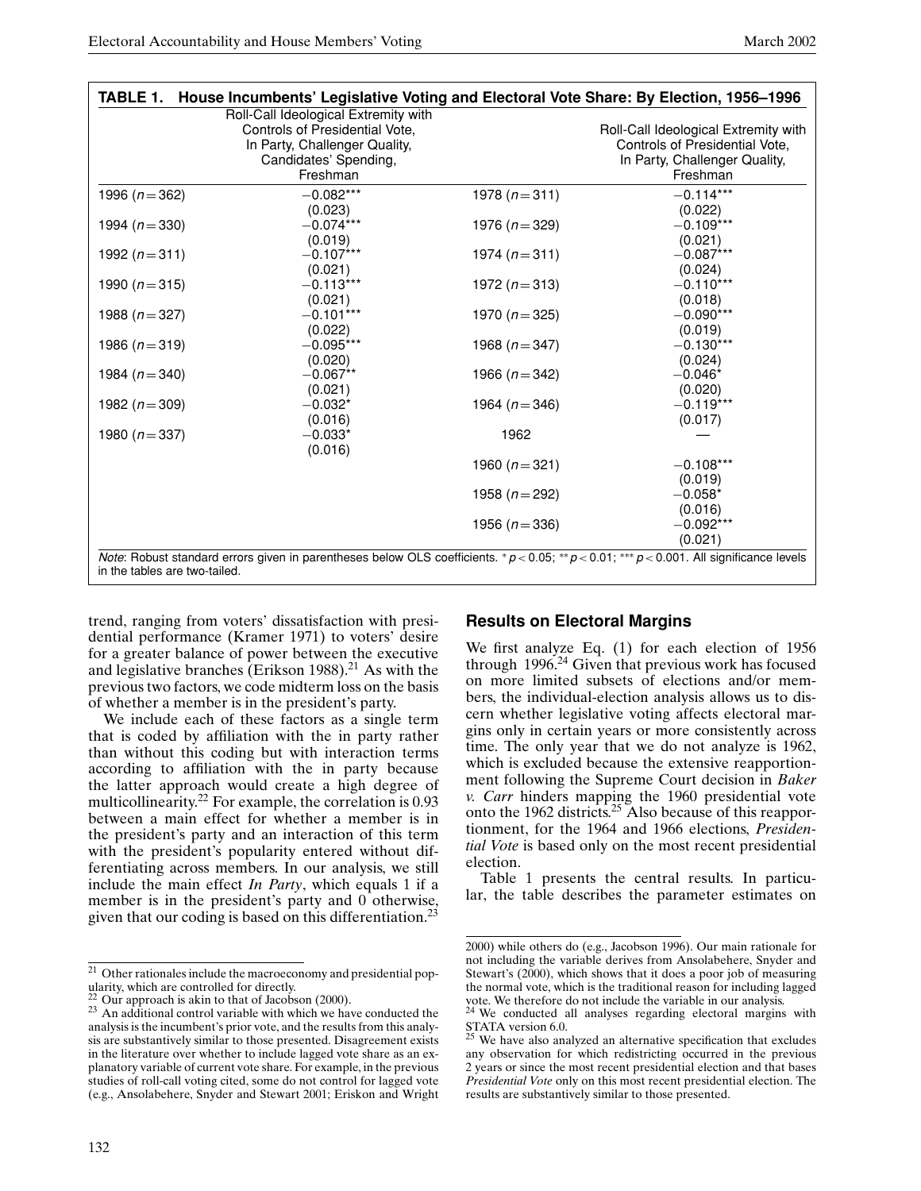**TABLE 1. House Incumbents' Legislative Voting and Electoral Vote Share: By Election, 1956–1996**

| | Roll-Call Ideological Extremity with Controls of Presidential Vote, In Party, Challenger Quality, Candidates' Spending, Freshman | | Roll-Call Ideological Extremity with Controls of Presidential Vote, In Party, Challenger Quality, Freshman |
|---|---|---|---|
| 1996 ($n = 362$) | −0.082*** | 1978 ($n = 311$) | −0.114*** |
| | (0.023) | | (0.022) |
| 1994 ($n = 330$) | −0.074*** | 1976 ($n = 329$) | −0.109*** |
| | (0.019) | | (0.021) |
| 1992 ($n = 311$) | −0.107*** | 1974 ($n = 311$) | −0.087*** |
| | (0.021) | | (0.024) |
| 1990 ($n = 315$) | −0.113*** | 1972 ($n = 313$) | −0.110*** |
| | (0.021) | | (0.018) |
| 1988 ($n = 327$) | −0.101*** | 1970 ($n = 325$) | −0.090*** |
| | (0.022) | | (0.019) |
| 1986 ($n = 319$) | −0.095*** | 1968 ($n = 347$) | −0.130*** |
| | (0.020) | | (0.024) |
| 1984 ($n = 340$) | −0.067** | 1966 ($n = 342$) | −0.046* |
| | (0.021) | | (0.020) |
| 1982 ($n = 309$) | −0.032* | 1964 ($n = 346$) | −0.119*** |
| | (0.016) | | (0.017) |
| 1980 ($n = 337$) | −0.033* | 1962 | — |
| | (0.016) | | |
| | | 1960 ($n = 321$) | −0.108*** |
| | | | (0.019) |
| | | 1958 ($n = 292$) | −0.058* |
| | | | (0.016) |
| | | 1956 ($n = 336$) | −0.092*** |
| | | | (0.021) |

*Note*: Robust standard errors given in parentheses below OLS coefficients. * $p < 0.05$; ** $p < 0.01$; *** $p < 0.001$. All significance levels in the tables are two-tailed.

trend, ranging from voters' dissatisfaction with presidential performance (Kramer 1971) to voters' desire for a greater balance of power between the executive and legislative branches (Erikson 1988).[21] As with the previous two factors, we code midterm loss on the basis of whether a member is in the president's party.

We include each of these factors as a single term that is coded by affiliation with the in party rather than without this coding but with interaction terms according to affiliation with the in party because the latter approach would create a high degree of multicollinearity.[22] For example, the correlation is 0.93 between a main effect for whether a member is in the president's party and an interaction of this term with the president's popularity entered without differentiating across members. In our analysis, we still include the main effect *In Party*, which equals 1 if a member is in the president's party and 0 otherwise, given that our coding is based on this differentiation.[23]

## Results on Electoral Margins

We first analyze Eq. (1) for each election of 1956 through 1996.[24] Given that previous work has focused on more limited subsets of elections and/or members, the individual-election analysis allows us to discern whether legislative voting affects electoral margins only in certain years or more consistently across time. The only year that we do not analyze is 1962, which is excluded because the extensive reapportionment following the Supreme Court decision in *Baker v. Carr* hinders mapping the 1960 presidential vote onto the 1962 districts.[25] Also because of this reapportionment, for the 1964 and 1966 elections, *Presidential Vote* is based only on the most recent presidential election.

Table 1 presents the central results. In particular, the table describes the parameter estimates on

---

[21] Other rationales include the macroeconomy and presidential popularity, which are controlled for directly.

[22] Our approach is akin to that of Jacobson (2000).

[23] An additional control variable with which we have conducted the analysis is the incumbent's prior vote, and the results from this analysis are substantively similar to those presented. Disagreement exists in the literature over whether to include lagged vote share as an explanatory variable of current vote share. For example, in the previous studies of roll-call voting cited, some do not control for lagged vote (e.g., Ansolabehere, Snyder and Stewart 2001; Eriskon and Wright 2000) while others do (e.g., Jacobson 1996). Our main rationale for not including the variable derives from Ansolabehere, Snyder and Stewart's (2000), which shows that it does a poor job of measuring the normal vote, which is the traditional reason for including lagged vote. We therefore do not include the variable in our analysis.

[24] We conducted all analyses regarding electoral margins with STATA version 6.0.

[25] We have also analyzed an alternative specification that excludes any observation for which redistricting occurred in the previous 2 years or since the most recent presidential election and that bases *Presidential Vote* only on this most recent presidential election. The results are substantively similar to those presented.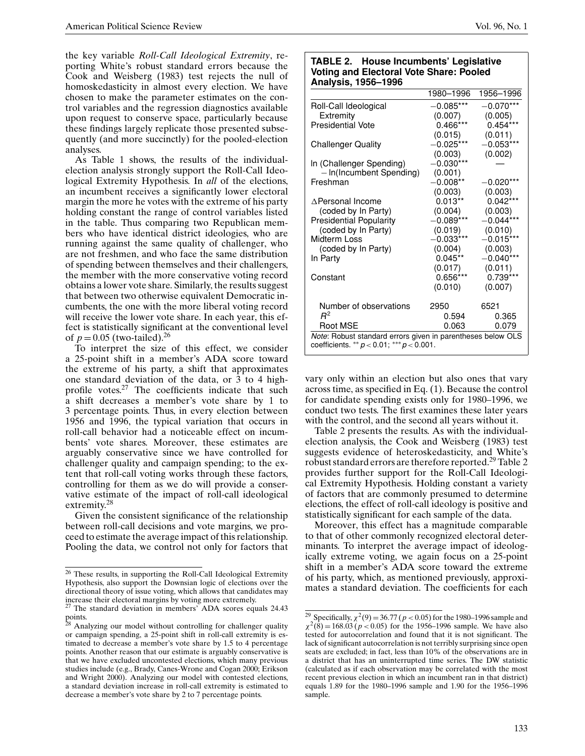the key variable *Roll-Call Ideological Extremity*, reporting White's robust standard errors because the Cook and Weisberg (1983) test rejects the null of homoskedasticity in almost every election. We have chosen to make the parameter estimates on the control variables and the regression diagnostics available upon request to conserve space, particularly because these findings largely replicate those presented subsequently (and more succinctly) for the pooled-election analyses.

As Table 1 shows, the results of the individual-election analysis strongly support the Roll-Call Ideological Extremity Hypothesis. In *all* of the elections, an incumbent receives a significantly lower electoral margin the more he votes with the extreme of his party holding constant the range of control variables listed in the table. Thus comparing two Republican members who have identical district ideologies, who are running against the same quality of challenger, who are not freshmen, and who face the same distribution of spending between themselves and their challengers, the member with the more conservative voting record obtains a lower vote share. Similarly, the results suggest that between two otherwise equivalent Democratic incumbents, the one with the more liberal voting record will receive the lower vote share. In each year, this effect is statistically significant at the conventional level of $p = 0.05$ (two-tailed).[26]

To interpret the size of this effect, we consider a 25-point shift in a member's ADA score toward the extreme of his party, a shift that approximates one standard deviation of the data, or 3 to 4 high-profile votes.[27] The coefficients indicate that such a shift decreases a member's vote share by 1 to 3 percentage points. Thus, in every election between 1956 and 1996, the typical variation that occurs in roll-call behavior had a noticeable effect on incumbents' vote shares. Moreover, these estimates are arguably conservative since we have controlled for challenger quality and campaign spending; to the extent that roll-call voting works through these factors, controlling for them as we do will provide a conservative estimate of the impact of roll-call ideological extremity.[28]

Given the consistent significance of the relationship between roll-call decisions and vote margins, we proceed to estimate the average impact of this relationship. Pooling the data, we control not only for factors that vary only within an election but also ones that vary across time, as specified in Eq. (1). Because the control for candidate spending exists only for 1980–1996, we conduct two tests. The first examines these later years with the control, and the second all years without it.

**TABLE 2. House Incumbents' Legislative Voting and Electoral Vote Share: Pooled Analysis, 1956–1996**

| | 1980–1996 | 1956–1996 |
|---|---|---|
| Roll-Call Ideological Extremity | −0.085*** | −0.070*** |
| | (0.007) | (0.005) |
| Presidential Vote | 0.466*** | 0.454*** |
| | (0.015) | (0.011) |
| Challenger Quality | −0.025*** | −0.053*** |
| | (0.003) | (0.002) |
| ln (Challenger Spending) − ln(Incumbent Spending) | −0.030*** | — |
| | (0.001) | |
| Freshman | −0.008** | −0.020*** |
| | (0.003) | (0.003) |
| ΔPersonal Income (coded by In Party) | 0.013** | 0.042*** |
| | (0.004) | (0.003) |
| Presidential Popularity (coded by In Party) | −0.089*** | −0.044*** |
| | (0.019) | (0.010) |
| Midterm Loss (coded by In Party) | −0.033*** | −0.015*** |
| | (0.004) | (0.003) |
| In Party | 0.045** | −0.040*** |
| | (0.017) | (0.011) |
| Constant | 0.656*** | 0.739*** |
| | (0.010) | (0.007) |
| Number of observations | 2950 | 6521 |
| $R^2$ | 0.594 | 0.365 |
| Root MSE | 0.063 | 0.079 |

*Note*: Robust standard errors given in parentheses below OLS coefficients. ** $p < 0.01$; *** $p < 0.001$.

Table 2 presents the results. As with the individual-election analysis, the Cook and Weisberg (1983) test suggests evidence of heteroskedasticity, and White's robust standard errors are therefore reported.[29] Table 2 provides further support for the Roll-Call Ideological Extremity Hypothesis. Holding constant a variety of factors that are commonly presumed to determine elections, the effect of roll-call ideology is positive and statistically significant for each sample of the data.

Moreover, this effect has a magnitude comparable to that of other commonly recognized electoral determinants. To interpret the average impact of ideologically extreme voting, we again focus on a 25-point shift in a member's ADA score toward the extreme of his party, which, as mentioned previously, approximates a standard deviation. The coefficients for each

---

[26] These results, in supporting the Roll-Call Ideological Extremity Hypothesis, also support the Downsian logic of elections over the directional theory of issue voting, which allows that candidates may increase their electoral margins by voting more extremely.

[27] The standard deviation in members' ADA scores equals 24.43 points.

[28] Analyzing our model without controlling for challenger quality or campaign spending, a 25-point shift in roll-call extremity is estimated to decrease a member's vote share by 1.5 to 4 percentage points. Another reason that our estimate is arguably conservative is that we have excluded uncontested elections, which many previous studies include (e.g., Brady, Canes-Wrone and Cogan 2000; Erikson and Wright 2000). Analyzing our model with contested elections, a standard deviation increase in roll-call extremity is estimated to decrease a member's vote share by 2 to 7 percentage points.

[29] Specifically, $\chi^2(9) = 36.77$ ($p < 0.05$) for the 1980–1996 sample and $\chi^2(8) = 168.03$ ($p < 0.05$) for the 1956–1996 sample. We have also tested for autocorrelation and found that it is not significant. The lack of significant autocorrelation is not terribly surprising since open seats are excluded; in fact, less than 10% of the observations are in a district that has an uninterrupted time series. The DW statistic (calculated as if each observation may be correlated with the most recent previous election in which an incumbent ran in that district) equals 1.89 for the 1980–1996 sample and 1.90 for the 1956–1996 sample.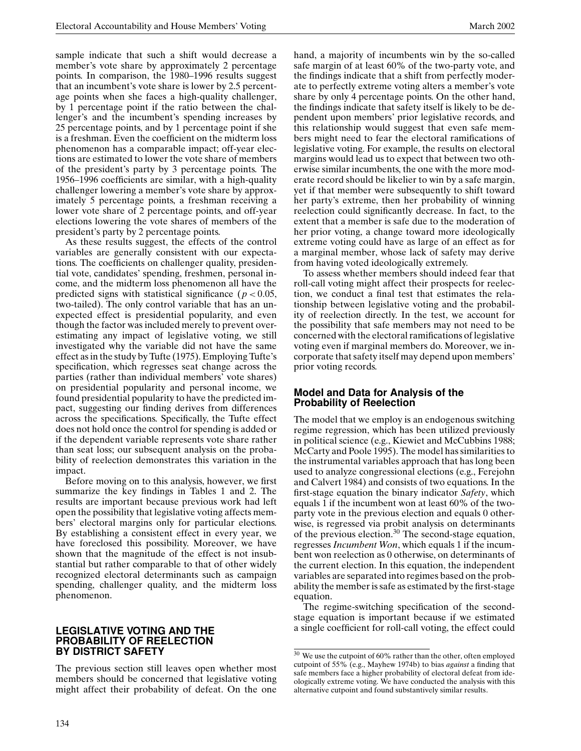sample indicate that such a shift would decrease a member's vote share by approximately 2 percentage points. In comparison, the 1980–1996 results suggest that an incumbent's vote share is lower by 2.5 percentage points when she faces a high-quality challenger, by 1 percentage point if the ratio between the challenger's and the incumbent's spending increases by 25 percentage points, and by 1 percentage point if she is a freshman. Even the coefficient on the midterm loss phenomenon has a comparable impact; off-year elections are estimated to lower the vote share of members of the president's party by 3 percentage points. The 1956–1996 coefficients are similar, with a high-quality challenger lowering a member's vote share by approximately 5 percentage points, a freshman receiving a lower vote share of 2 percentage points, and off-year elections lowering the vote shares of members of the president's party by 2 percentage points.

As these results suggest, the effects of the control variables are generally consistent with our expectations. The coefficients on challenger quality, presidential vote, candidates' spending, freshmen, personal income, and the midterm loss phenomenon all have the predicted signs with statistical significance ($p < 0.05$, two-tailed). The only control variable that has an unexpected effect is presidential popularity, and even though the factor was included merely to prevent overestimating any impact of legislative voting, we still investigated why the variable did not have the same effect as in the study by Tufte (1975). Employing Tufte's specification, which regresses seat change across the parties (rather than individual members' vote shares) on presidential popularity and personal income, we found presidential popularity to have the predicted impact, suggesting our finding derives from differences across the specifications. Specifically, the Tufte effect does not hold once the control for spending is added or if the dependent variable represents vote share rather than seat loss; our subsequent analysis on the probability of reelection demonstrates this variation in the impact.

Before moving on to this analysis, however, we first summarize the key findings in Tables 1 and 2. The results are important because previous work had left open the possibility that legislative voting affects members' electoral margins only for particular elections. By establishing a consistent effect in every year, we have foreclosed this possibility. Moreover, we have shown that the magnitude of the effect is not insubstantial but rather comparable to that of other widely recognized electoral determinants such as campaign spending, challenger quality, and the midterm loss phenomenon.

## LEGISLATIVE VOTING AND THE PROBABILITY OF REELECTION BY DISTRICT SAFETY

The previous section still leaves open whether most members should be concerned that legislative voting might affect their probability of defeat. On the one hand, a majority of incumbents win by the so-called safe margin of at least 60% of the two-party vote, and the findings indicate that a shift from perfectly moderate to perfectly extreme voting alters a member's vote share by only 4 percentage points. On the other hand, the findings indicate that safety itself is likely to be dependent upon members' prior legislative records, and this relationship would suggest that even safe members might need to fear the electoral ramifications of legislative voting. For example, the results on electoral margins would lead us to expect that between two otherwise similar incumbents, the one with the more moderate record should be likelier to win by a safe margin, yet if that member were subsequently to shift toward her party's extreme, then her probability of winning reelection could significantly decrease. In fact, to the extent that a member is safe due to the moderation of her prior voting, a change toward more ideologically extreme voting could have as large of an effect as for a marginal member, whose lack of safety may derive from having voted ideologically extremely.

To assess whether members should indeed fear that roll-call voting might affect their prospects for reelection, we conduct a final test that estimates the relationship between legislative voting and the probability of reelection directly. In the test, we account for the possibility that safe members may not need to be concerned with the electoral ramifications of legislative voting even if marginal members do. Moreover, we incorporate that safety itself may depend upon members' prior voting records.

### Model and Data for Analysis of the Probability of Reelection

The model that we employ is an endogenous switching regime regression, which has been utilized previously in political science (e.g., Kiewiet and McCubbins 1988; McCarty and Poole 1995). The model has similarities to the instrumental variables approach that has long been used to analyze congressional elections (e.g., Ferejohn and Calvert 1984) and consists of two equations. In the first-stage equation the binary indicator *Safety*, which equals 1 if the incumbent won at least 60% of the two-party vote in the previous election and equals 0 otherwise, is regressed via probit analysis on determinants of the previous election.[30] The second-stage equation, regresses *Incumbent Won*, which equals 1 if the incumbent won reelection as 0 otherwise, on determinants of the current election. In this equation, the independent variables are separated into regimes based on the probability the member is safe as estimated by the first-stage equation.

The regime-switching specification of the second-stage equation is important because if we estimated a single coefficient for roll-call voting, the effect could

[30] We use the cutpoint of 60% rather than the other, often employed cutpoint of 55% (e.g., Mayhew 1974b) to bias *against* a finding that safe members face a higher probability of electoral defeat from ideologically extreme voting. We have conducted the analysis with this alternative cutpoint and found substantively similar results.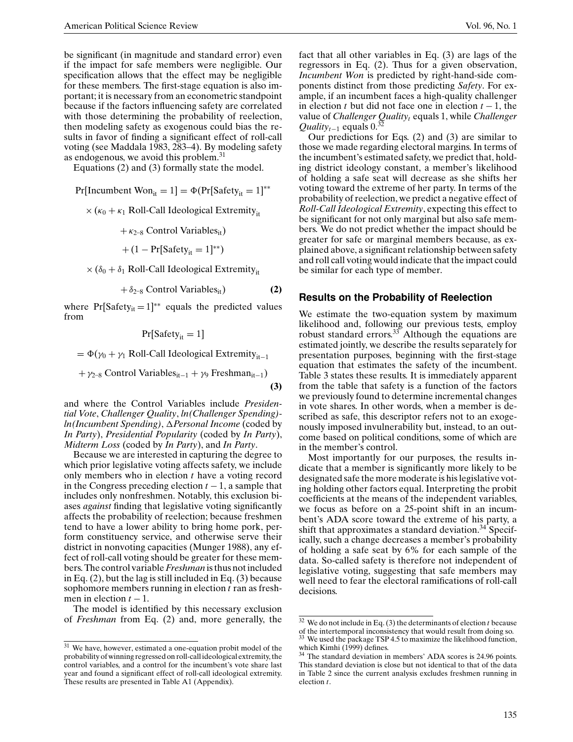be significant (in magnitude and standard error) even if the impact for safe members were negligible. Our specification allows that the effect may be negligible for these members. The first-stage equation is also important; it is necessary from an econometric standpoint because if the factors influencing safety are correlated with those determining the probability of reelection, then modeling safety as exogenous could bias the results in favor of finding a significant effect of roll-call voting (see Maddala 1983, 283–4). By modeling safety as endogenous, we avoid this problem.[31]

Equations (2) and (3) formally state the model.

$$
\begin{aligned}
\Pr[\text{Incumbent Won}_{it} = 1] &= \Phi(\Pr[\text{Safety}_{it} = 1]^{**} \\
&\quad \times (\kappa_0 + \kappa_1 \text{ Roll-Call Ideological Extremity}_{it} \\
&\quad + \kappa_{2\text{–}8} \text{ Control Variables}_{it}) \\
&\quad + (1 - \Pr[\text{Safety}_{it} = 1]^{**}) \\
&\quad \times (\delta_0 + \delta_1 \text{ Roll-Call Ideological Extremity}_{it} \\
&\quad + \delta_{2\text{–}8} \text{ Control Variables}_{it}) \qquad \textbf{(2)}
\end{aligned}
$$

where $\Pr[\text{Safety}_{it} = 1]^{**}$ equals the predicted values from

$$
\begin{aligned}
&\Pr[\text{Safety}_{it} = 1] \\
&= \Phi(\gamma_0 + \gamma_1 \text{ Roll-Call Ideological Extremity}_{it-1} \\
&\quad + \gamma_{2\text{–}8} \text{ Control Variables}_{it-1} + \gamma_9 \text{ Freshman}_{it-1}) \qquad \textbf{(3)}
\end{aligned}
$$

and where the Control Variables include *Presidential Vote*, *Challenger Quality*, *ln(Challenger Spending)-ln(Incumbent Spending)*, *ΔPersonal Income* (coded by *In Party*), *Presidential Popularity* (coded by *In Party*), *Midterm Loss* (coded by *In Party*), and *In Party*.

Because we are interested in capturing the degree to which prior legislative voting affects safety, we include only members who in election $t$ have a voting record in the Congress preceding election $t-1$, a sample that includes only nonfreshmen. Notably, this exclusion biases *against* finding that legislative voting significantly affects the probability of reelection; because freshmen tend to have a lower ability to bring home pork, perform constituency service, and otherwise serve their district in nonvoting capacities (Munger 1988), any effect of roll-call voting should be greater for these members. The control variable *Freshman* is thus not included in Eq. (2), but the lag is still included in Eq. (3) because sophomore members running in election $t$ ran as freshmen in election $t-1$.

The model is identified by this necessary exclusion of *Freshman* from Eq. (2) and, more generally, the fact that all other variables in Eq. (3) are lags of the regressors in Eq. (2). Thus for a given observation, *Incumbent Won* is predicted by right-hand-side components distinct from those predicting *Safety*. For example, if an incumbent faces a high-quality challenger in election $t$ but did not face one in election $t-1$, the value of *Challenger Quality*$_t$ equals 1, while *Challenger Quality*$_{t-1}$ equals 0.[32]

Our predictions for Eqs. (2) and (3) are similar to those we made regarding electoral margins. In terms of the incumbent's estimated safety, we predict that, holding district ideology constant, a member's likelihood of holding a safe seat will decrease as she shifts her voting toward the extreme of her party. In terms of the probability of reelection, we predict a negative effect of *Roll-Call Ideological Extremity*, expecting this effect to be significant for not only marginal but also safe members. We do not predict whether the impact should be greater for safe or marginal members because, as explained above, a significant relationship between safety and roll call voting would indicate that the impact could be similar for each type of member.

## Results on the Probability of Reelection

We estimate the two-equation system by maximum likelihood and, following our previous tests, employ robust standard errors.[33] Although the equations are estimated jointly, we describe the results separately for presentation purposes, beginning with the first-stage equation that estimates the safety of the incumbent. Table 3 states these results. It is immediately apparent from the table that safety is a function of the factors we previously found to determine incremental changes in vote shares. In other words, when a member is described as safe, this descriptor refers not to an exogenously imposed invulnerability but, instead, to an outcome based on political conditions, some of which are in the member's control.

Most importantly for our purposes, the results indicate that a member is significantly more likely to be designated safe the more moderate is his legislative voting holding other factors equal. Interpreting the probit coefficients at the means of the independent variables, we focus as before on a 25-point shift in an incumbent's ADA score toward the extreme of his party, a shift that approximates a standard deviation.[34] Specifically, such a change decreases a member's probability of holding a safe seat by 6% for each sample of the data. So-called safety is therefore not independent of legislative voting, suggesting that safe members may well need to fear the electoral ramifications of roll-call decisions.

---

[31] We have, however, estimated a one-equation probit model of the probability of winning regressed on roll-call ideological extremity, the control variables, and a control for the incumbent's vote share last year and found a significant effect of roll-call ideological extremity. These results are presented in Table A1 (Appendix).

[32] We do not include in Eq. (3) the determinants of election $t$ because of the intertemporal inconsistency that would result from doing so.

[33] We used the package TSP 4.5 to maximize the likelihood function, which Kimhi (1999) defines.

[34] The standard deviation in members' ADA scores is 24.96 points. This standard deviation is close but not identical to that of the data in Table 2 since the current analysis excludes freshmen running in election $t$.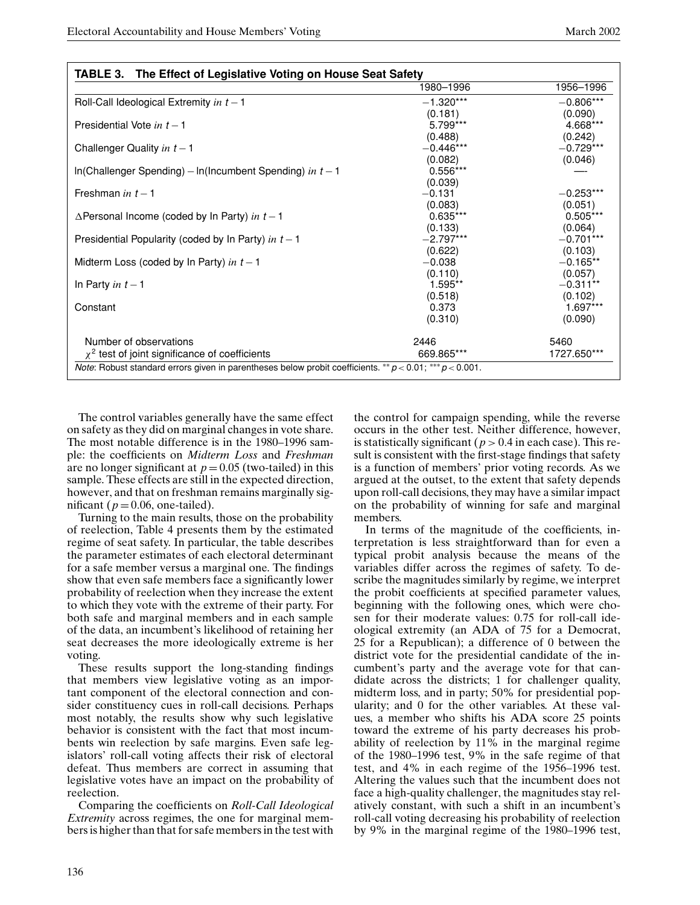**TABLE 3. The Effect of Legislative Voting on House Seat Safety**

| | 1980–1996 | 1956–1996 |
|---|---|---|
| Roll-Call Ideological Extremity *in* $t-1$ | $-1.320^{***}$ | $-0.806^{***}$ |
| | (0.181) | (0.090) |
| Presidential Vote *in* $t-1$ | $5.799^{***}$ | $4.668^{***}$ |
| | (0.488) | (0.242) |
| Challenger Quality *in* $t-1$ | $-0.446^{***}$ | $-0.729^{***}$ |
| | (0.082) | (0.046) |
| ln(Challenger Spending) − ln(Incumbent Spending) *in* $t-1$ | $0.556^{***}$ | — |
| | (0.039) | |
| Freshman *in* $t-1$ | $-0.131$ | $-0.253^{***}$ |
| | (0.083) | (0.051) |
| $\Delta$Personal Income (coded by In Party) *in* $t-1$ | $0.635^{***}$ | $0.505^{***}$ |
| | (0.133) | (0.064) |
| Presidential Popularity (coded by In Party) *in* $t-1$ | $-2.797^{***}$ | $-0.701^{***}$ |
| | (0.622) | (0.103) |
| Midterm Loss (coded by In Party) *in* $t-1$ | $-0.038$ | $-0.165^{**}$ |
| | (0.110) | (0.057) |
| In Party *in* $t-1$ | $1.595^{**}$ | $-0.311^{**}$ |
| | (0.518) | (0.102) |
| Constant | 0.373 | $1.697^{***}$ |
| | (0.310) | (0.090) |
| Number of observations | 2446 | 5460 |
| $\chi^2$ test of joint significance of coefficients | $669.865^{***}$ | $1727.650^{***}$ |

*Note*: Robust standard errors given in parentheses below probit coefficients. $^{**}\,p < 0.01$; $^{***}\,p < 0.001$.

The control variables generally have the same effect on safety as they did on marginal changes in vote share. The most notable difference is in the 1980–1996 sample: the coefficients on *Midterm Loss* and *Freshman* are no longer significant at $p = 0.05$ (two-tailed) in this sample. These effects are still in the expected direction, however, and that on freshman remains marginally significant ($p = 0.06$, one-tailed).

Turning to the main results, those on the probability of reelection, Table 4 presents them by the estimated regime of seat safety. In particular, the table describes the parameter estimates of each electoral determinant for a safe member versus a marginal one. The findings show that even safe members face a significantly lower probability of reelection when they increase the extent to which they vote with the extreme of their party. For both safe and marginal members and in each sample of the data, an incumbent's likelihood of retaining her seat decreases the more ideologically extreme is her voting.

These results support the long-standing findings that members view legislative voting as an important component of the electoral connection and consider constituency cues in roll-call decisions. Perhaps most notably, the results show why such legislative behavior is consistent with the fact that most incumbents win reelection by safe margins. Even safe legislators' roll-call voting affects their risk of electoral defeat. Thus members are correct in assuming that legislative votes have an impact on the probability of reelection.

Comparing the coefficients on *Roll-Call Ideological Extremity* across regimes, the one for marginal members is higher than that for safe members in the test with the control for campaign spending, while the reverse occurs in the other test. Neither difference, however, is statistically significant ($p > 0.4$ in each case). This result is consistent with the first-stage findings that safety is a function of members' prior voting records. As we argued at the outset, to the extent that safety depends upon roll-call decisions, they may have a similar impact on the probability of winning for safe and marginal members.

In terms of the magnitude of the coefficients, interpretation is less straightforward than for even a typical probit analysis because the means of the variables differ across the regimes of safety. To describe the magnitudes similarly by regime, we interpret the probit coefficients at specified parameter values, beginning with the following ones, which were chosen for their moderate values: 0.75 for roll-call ideological extremity (an ADA of 75 for a Democrat, 25 for a Republican); a difference of 0 between the district vote for the presidential candidate of the incumbent's party and the average vote for that candidate across the districts; 1 for challenger quality, midterm loss, and in party; 50% for presidential popularity; and 0 for the other variables. At these values, a member who shifts his ADA score 25 points toward the extreme of his party decreases his probability of reelection by 11% in the marginal regime of the 1980–1996 test, 9% in the safe regime of that test, and 4% in each regime of the 1956–1996 test. Altering the values such that the incumbent does not face a high-quality challenger, the magnitudes stay relatively constant, with such a shift in an incumbent's roll-call voting decreasing his probability of reelection by 9% in the marginal regime of the 1980–1996 test,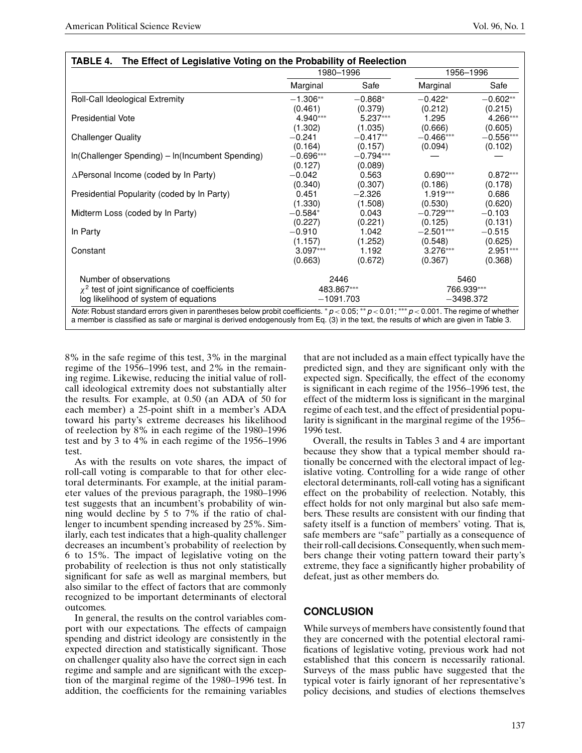**TABLE 4. The Effect of Legislative Voting on the Probability of Reelection**

| | 1980–1996 | | 1956–1996 | |
|---|---|---|---|---|
| | Marginal | Safe | Marginal | Safe |
| Roll-Call Ideological Extremity | −1.306** | −0.868* | −0.422* | −0.602** |
| | (0.461) | (0.379) | (0.212) | (0.215) |
| Presidential Vote | 4.940*** | 5.237*** | 1.295 | 4.266*** |
| | (1.302) | (1.035) | (0.666) | (0.605) |
| Challenger Quality | −0.241 | −0.417** | −0.466*** | −0.556*** |
| | (0.164) | (0.157) | (0.094) | (0.102) |
| ln(Challenger Spending) – ln(Incumbent Spending) | −0.696*** | −0.794*** | — | — |
| | (0.127) | (0.089) | | |
| ΔPersonal Income (coded by In Party) | −0.042 | 0.563 | 0.690*** | 0.872*** |
| | (0.340) | (0.307) | (0.186) | (0.178) |
| Presidential Popularity (coded by In Party) | 0.451 | −2.326 | 1.919*** | 0.686 |
| | (1.330) | (1.508) | (0.530) | (0.620) |
| Midterm Loss (coded by In Party) | −0.584* | 0.043 | −0.729*** | −0.103 |
| | (0.227) | (0.221) | (0.125) | (0.131) |
| In Party | −0.910 | 1.042 | −2.501*** | −0.515 |
| | (1.157) | (1.252) | (0.548) | (0.625) |
| Constant | 3.097*** | 1.192 | 3.276*** | 2.951*** |
| | (0.663) | (0.672) | (0.367) | (0.368) |
| Number of observations | 2446 | | 5460 | |
| $\chi^2$ test of joint significance of coefficients | 483.867*** | | 766.939*** | |
| log likelihood of system of equations | −1091.703 | | −3498.372 | |

*Note*: Robust standard errors given in parentheses below probit coefficients. * $p < 0.05$; ** $p < 0.01$; *** $p < 0.001$. The regime of whether a member is classified as safe or marginal is derived endogenously from Eq. (3) in the text, the results of which are given in Table 3.

8% in the safe regime of this test, 3% in the marginal regime of the 1956–1996 test, and 2% in the remaining regime. Likewise, reducing the initial value of roll-call ideological extremity does not substantially alter the results. For example, at 0.50 (an ADA of 50 for each member) a 25-point shift in a member's ADA toward his party's extreme decreases his likelihood of reelection by 8% in each regime of the 1980–1996 test and by 3 to 4% in each regime of the 1956–1996 test.

As with the results on vote shares, the impact of roll-call voting is comparable to that for other electoral determinants. For example, at the initial parameter values of the previous paragraph, the 1980–1996 test suggests that an incumbent's probability of winning would decline by 5 to 7% if the ratio of challenger to incumbent spending increased by 25%. Similarly, each test indicates that a high-quality challenger decreases an incumbent's probability of reelection by 6 to 15%. The impact of legislative voting on the probability of reelection is thus not only statistically significant for safe as well as marginal members, but also similar to the effect of factors that are commonly recognized to be important determinants of electoral outcomes.

In general, the results on the control variables comport with our expectations. The effects of campaign spending and district ideology are consistently in the expected direction and statistically significant. Those on challenger quality also have the correct sign in each regime and sample and are significant with the exception of the marginal regime of the 1980–1996 test. In addition, the coefficients for the remaining variables that are not included as a main effect typically have the predicted sign, and they are significant only with the expected sign. Specifically, the effect of the economy is significant in each regime of the 1956–1996 test, the effect of the midterm loss is significant in the marginal regime of each test, and the effect of presidential popularity is significant in the marginal regime of the 1956–1996 test.

Overall, the results in Tables 3 and 4 are important because they show that a typical member should rationally be concerned with the electoral impact of legislative voting. Controlling for a wide range of other electoral determinants, roll-call voting has a significant effect on the probability of reelection. Notably, this effect holds for not only marginal but also safe members. These results are consistent with our finding that safety itself is a function of members' voting. That is, safe members are "safe" partially as a consequence of their roll-call decisions. Consequently, when such members change their voting pattern toward their party's extreme, they face a significantly higher probability of defeat, just as other members do.

## CONCLUSION

While surveys of members have consistently found that they are concerned with the potential electoral ramifications of legislative voting, previous work had not established that this concern is necessarily rational. Surveys of the mass public have suggested that the typical voter is fairly ignorant of her representative's policy decisions, and studies of elections themselves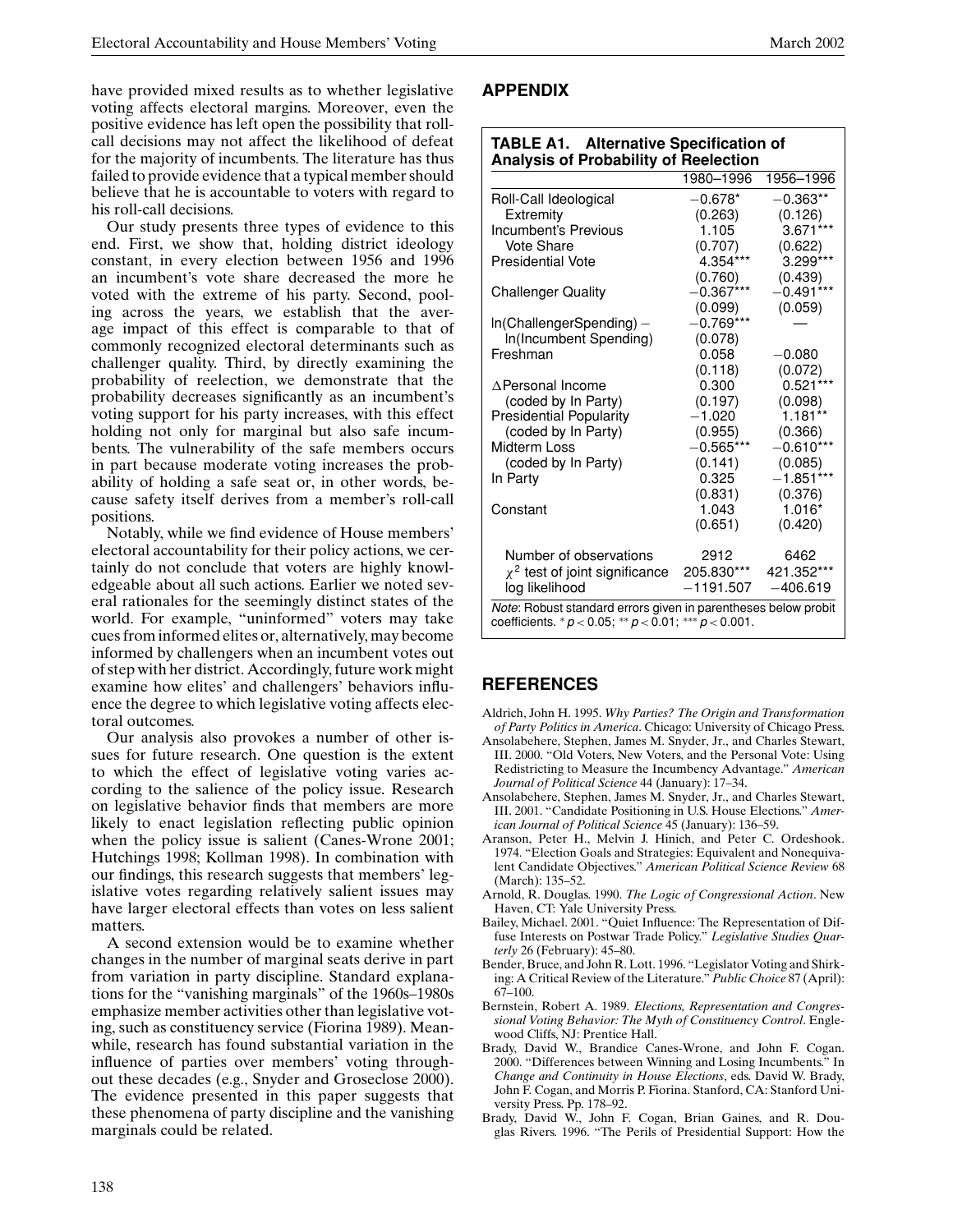have provided mixed results as to whether legislative voting affects electoral margins. Moreover, even the positive evidence has left open the possibility that roll-call decisions may not affect the likelihood of defeat for the majority of incumbents. The literature has thus failed to provide evidence that a typical member should believe that he is accountable to voters with regard to his roll-call decisions.

Our study presents three types of evidence to this end. First, we show that, holding district ideology constant, in every election between 1956 and 1996 an incumbent's vote share decreased the more he voted with the extreme of his party. Second, pooling across the years, we establish that the average impact of this effect is comparable to that of commonly recognized electoral determinants such as challenger quality. Third, by directly examining the probability of reelection, we demonstrate that the probability decreases significantly as an incumbent's voting support for his party increases, with this effect holding not only for marginal but also safe incumbents. The vulnerability of the safe members occurs in part because moderate voting increases the probability of holding a safe seat or, in other words, because safety itself derives from a member's roll-call positions.

Notably, while we find evidence of House members' electoral accountability for their policy actions, we certainly do not conclude that voters are highly knowledgeable about all such actions. Earlier we noted several rationales for the seemingly distinct states of the world. For example, "uninformed" voters may take cues from informed elites or, alternatively, may become informed by challengers when an incumbent votes out of step with her district. Accordingly, future work might examine how elites' and challengers' behaviors influence the degree to which legislative voting affects electoral outcomes.

Our analysis also provokes a number of other issues for future research. One question is the extent to which the effect of legislative voting varies according to the salience of the policy issue. Research on legislative behavior finds that members are more likely to enact legislation reflecting public opinion when the policy issue is salient (Canes-Wrone 2001; Hutchings 1998; Kollman 1998). In combination with our findings, this research suggests that members' legislative votes regarding relatively salient issues may have larger electoral effects than votes on less salient matters.

A second extension would be to examine whether changes in the number of marginal seats derive in part from variation in party discipline. Standard explanations for the "vanishing marginals" of the 1960s–1980s emphasize member activities other than legislative voting, such as constituency service (Fiorina 1989). Meanwhile, research has found substantial variation in the influence of parties over members' voting throughout these decades (e.g., Snyder and Groseclose 2000). The evidence presented in this paper suggests that these phenomena of party discipline and the vanishing marginals could be related.

## APPENDIX

**TABLE A1. Alternative Specification of Analysis of Probability of Reelection**

| | 1980–1996 | 1956–1996 |
|---|---|---|
| Roll-Call Ideological Extremity | −0.678* (0.263) | −0.363** (0.126) |
| Incumbent's Previous Vote Share | 1.105 (0.707) | 3.671*** (0.622) |
| Presidential Vote | 4.354*** (0.760) | 3.299*** (0.439) |
| Challenger Quality | −0.367*** (0.099) | −0.491*** (0.059) |
| ln(ChallengerSpending) − ln(Incumbent Spending) | −0.769*** (0.078) | — |
| Freshman | 0.058 (0.118) | −0.080 (0.072) |
| ΔPersonal Income (coded by In Party) | 0.300 (0.197) | 0.521*** (0.098) |
| Presidential Popularity (coded by In Party) | −1.020 (0.955) | 1.181** (0.366) |
| Midterm Loss (coded by In Party) | −0.565*** (0.141) | −0.610*** (0.085) |
| In Party | 0.325 (0.831) | −1.851*** (0.376) |
| Constant | 1.043 (0.651) | 1.016* (0.420) |
| Number of observations | 2912 | 6462 |
| $\chi^2$ test of joint significance | 205.830*** | 421.352*** |
| log likelihood | −1191.507 | −406.619 |

*Note*: Robust standard errors given in parentheses below probit coefficients. * $p < 0.05$; ** $p < 0.01$; *** $p < 0.001$.

## REFERENCES

Aldrich, John H. 1995. *Why Parties? The Origin and Transformation of Party Politics in America*. Chicago: University of Chicago Press.

Ansolabehere, Stephen, James M. Snyder, Jr., and Charles Stewart, III. 2000. "Old Voters, New Voters, and the Personal Vote: Using Redistricting to Measure the Incumbency Advantage." *American Journal of Political Science* 44 (January): 17–34.

Ansolabehere, Stephen, James M. Snyder, Jr., and Charles Stewart, III. 2001. "Candidate Positioning in U.S. House Elections." *American Journal of Political Science* 45 (January): 136–59.

Aranson, Peter H., Melvin J. Hinich, and Peter C. Ordeshook. 1974. "Election Goals and Strategies: Equivalent and Nonequivalent Candidate Objectives." *American Political Science Review* 68 (March): 135–52.

Arnold, R. Douglas. 1990. *The Logic of Congressional Action*. New Haven, CT: Yale University Press.

Bailey, Michael. 2001. "Quiet Influence: The Representation of Diffuse Interests on Postwar Trade Policy." *Legislative Studies Quarterly* 26 (February): 45–80.

Bender, Bruce, and John R. Lott. 1996. "Legislator Voting and Shirking: A Critical Review of the Literature." *Public Choice* 87 (April): 67–100.

Bernstein, Robert A. 1989. *Elections, Representation and Congressional Voting Behavior: The Myth of Constituency Control*. Englewood Cliffs, NJ: Prentice Hall.

Brady, David W., Brandice Canes-Wrone, and John F. Cogan. 2000. "Differences between Winning and Losing Incumbents." In *Change and Continuity in House Elections*, eds. David W. Brady, John F. Cogan, and Morris P. Fiorina. Stanford, CA: Stanford University Press. Pp. 178–92.

Brady, David W., John F. Cogan, Brian Gaines, and R. Douglas Rivers. 1996. "The Perils of Presidential Support: How the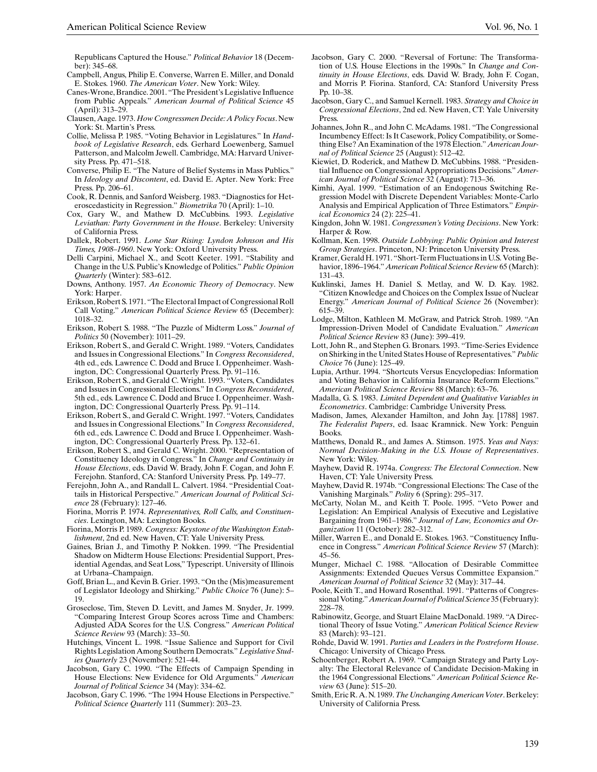Republicans Captured the House." *Political Behavior* 18 (December): 345–68.

Campbell, Angus, Philip E. Converse, Warren E. Miller, and Donald E. Stokes. 1960. *The American Voter*. New York: Wiley.

Canes-Wrone, Brandice. 2001. "The President's Legislative Influence from Public Appeals." *American Journal of Political Science* 45 (April): 313–29.

Clausen, Aage. 1973. *How Congressmen Decide: A Policy Focus*. New York: St. Martin's Press.

Collie, Melissa P. 1985. "Voting Behavior in Legislatures." In *Handbook of Legislative Research*, eds. Gerhard Loewenberg, Samuel Patterson, and Malcolm Jewell. Cambridge, MA: Harvard University Press. Pp. 471–518.

Converse, Philip E. "The Nature of Belief Systems in Mass Publics." In *Ideology and Discontent*, ed. David E. Apter. New York: Free Press. Pp. 206–61.

Cook, R. Dennis, and Sanford Weisberg. 1983. "Diagnostics for Heteroscedasticity in Regression." *Biometrika* 70 (April): 1–10.

Cox, Gary W., and Mathew D. McCubbins. 1993. *Legislative Leviathan: Party Government in the House*. Berkeley: University of California Press.

Dallek, Robert. 1991. *Lone Star Rising: Lyndon Johnson and His Times, 1908–1960*. New York: Oxford University Press.

Delli Carpini, Michael X., and Scott Keeter. 1991. "Stability and Change in the U.S. Public's Knowledge of Politics." *Public Opinion Quarterly* (Winter): 583–612.

Downs, Anthony. 1957. *An Economic Theory of Democracy*. New York: Harper.

Erikson, Robert S. 1971. "The Electoral Impact of Congressional Roll Call Voting." *American Political Science Review* 65 (December): 1018–32.

Erikson, Robert S. 1988. "The Puzzle of Midterm Loss." *Journal of Politics* 50 (November): 1011–29.

Erikson, Robert S., and Gerald C. Wright. 1989. "Voters, Candidates and Issues in Congressional Elections." In *Congress Reconsidered*, 4th ed., eds. Lawrence C. Dodd and Bruce I. Oppenheimer. Washington, DC: Congressional Quarterly Press. Pp. 91–116.

Erikson, Robert S., and Gerald C. Wright. 1993. "Voters, Candidates and Issues in Congressional Elections." In *Congress Reconsidered*, 5th ed., eds. Lawrence C. Dodd and Bruce I. Oppenheimer. Washington, DC: Congressional Quarterly Press. Pp. 91–114.

Erikson, Robert S., and Gerald C. Wright. 1997. "Voters, Candidates and Issues in Congressional Elections." In *Congress Reconsidered*, 6th ed., eds. Lawrence C. Dodd and Bruce I. Oppenheimer. Washington, DC: Congressional Quarterly Press. Pp. 132–61.

Erikson, Robert S., and Gerald C. Wright. 2000. "Representation of Constituency Ideology in Congress." In *Change and Continuity in House Elections*, eds. David W. Brady, John F. Cogan, and John F. Ferejohn. Stanford, CA: Stanford University Press. Pp. 149–77.

Ferejohn, John A., and Randall L. Calvert. 1984. "Presidential Coattails in Historical Perspective." *American Journal of Political Science* 28 (February): 127–46.

Fiorina, Morris P. 1974. *Representatives, Roll Calls, and Constituencies*. Lexington, MA: Lexington Books.

Fiorina, Morris P. 1989. *Congress: Keystone of the Washington Establishment*, 2nd ed. New Haven, CT: Yale University Press.

Gaines, Brian J., and Timothy P. Nokken. 1999. "The Presidential Shadow on Midterm House Elections: Presidential Support, Presidential Agendas, and Seat Loss," Typescript. University of Illinois at Urbana–Champaign.

Goff, Brian L., and Kevin B. Grier. 1993. "On the (Mis)measurement of Legislator Ideology and Shirking." *Public Choice* 76 (June): 5–19.

Groseclose, Tim, Steven D. Levitt, and James M. Snyder, Jr. 1999. "Comparing Interest Group Scores across Time and Chambers: Adjusted ADA Scores for the U.S. Congress." *American Political Science Review* 93 (March): 33–50.

Hutchings, Vincent L. 1998. "Issue Salience and Support for Civil Rights Legislation Among Southern Democrats." *Legislative Studies Quarterly* 23 (November): 521–44.

Jacobson, Gary C. 1990. "The Effects of Campaign Spending in House Elections: New Evidence for Old Arguments." *American Journal of Political Science* 34 (May): 334–62.

Jacobson, Gary C. 1996. "The 1994 House Elections in Perspective." *Political Science Quarterly* 111 (Summer): 203–23.

Jacobson, Gary C. 2000. "Reversal of Fortune: The Transformation of U.S. House Elections in the 1990s." In *Change and Continuity in House Elections*, eds. David W. Brady, John F. Cogan, and Morris P. Fiorina. Stanford, CA: Stanford University Press Pp. 10–38.

Jacobson, Gary C., and Samuel Kernell. 1983. *Strategy and Choice in Congressional Elections*, 2nd ed. New Haven, CT: Yale University Press.

Johannes, John R., and John C. McAdams. 1981. "The Congressional Incumbency Effect: Is It Casework, Policy Compatibility, or Something Else? An Examination of the 1978 Election." *American Journal of Political Science* 25 (August): 512–42.

Kiewiet, D. Roderick, and Mathew D. McCubbins. 1988. "Presidential Influence on Congressional Appropriations Decisions." *American Journal of Political Science* 32 (August): 713–36.

Kimhi, Ayal. 1999. "Estimation of an Endogenous Switching Regression Model with Discrete Dependent Variables: Monte-Carlo Analysis and Empirical Application of Three Estimators." *Empirical Economics* 24 (2): 225–41.

Kingdon, John W. 1981. *Congressmen's Voting Decisions*. New York: Harper & Row.

Kollman, Ken. 1998. *Outside Lobbying: Public Opinion and Interest Group Strategies*. Princeton, NJ: Princeton University Press.

Kramer, Gerald H. 1971. "Short-Term Fluctuations in U.S. Voting Behavior, 1896–1964." *American Political Science Review* 65 (March): 131–43.

Kuklinski, James H. Daniel S. Metlay, and W. D. Kay. 1982. "Citizen Knowledge and Choices on the Complex Issue of Nuclear Energy." *American Journal of Political Science* 26 (November): 615–39.

Lodge, Milton, Kathleen M. McGraw, and Patrick Stroh. 1989. "An Impression-Driven Model of Candidate Evaluation." *American Political Science Review* 83 (June): 399–419.

Lott, John R., and Stephen G. Bronars. 1993. "Time-Series Evidence on Shirking in the United States House of Representatives." *Public Choice* 76 (June): 125–49.

Lupia, Arthur. 1994. "Shortcuts Versus Encyclopedias: Information and Voting Behavior in California Insurance Reform Elections." *American Political Science Review* 88 (March): 63–76.

Madalla, G. S. 1983. *Limited Dependent and Qualitative Variables in Econometrics*. Cambridge: Cambridge University Press.

Madison, James, Alexander Hamilton, and John Jay. [1788] 1987. *The Federalist Papers*, ed. Isaac Kramnick. New York: Penguin Books.

Matthews, Donald R., and James A. Stimson. 1975. *Yeas and Nays: Normal Decision-Making in the U.S. House of Representatives*. New York: Wiley.

Mayhew, David R. 1974a. *Congress: The Electoral Connection*. New Haven, CT: Yale University Press.

Mayhew, David R. 1974b. "Congressional Elections: The Case of the Vanishing Marginals." *Polity* 6 (Spring): 295–317.

McCarty, Nolan M., and Keith T. Poole. 1995. "Veto Power and Legislation: An Empirical Analysis of Executive and Legislative Bargaining from 1961–1986." *Journal of Law, Economics and Organization* 11 (October): 282–312.

Miller, Warren E., and Donald E. Stokes. 1963. "Constituency Influence in Congress." *American Political Science Review* 57 (March): 45–56.

Munger, Michael C. 1988. "Allocation of Desirable Committee Assignments: Extended Queues Versus Committee Expansion." *American Journal of Political Science* 32 (May): 317–44.

Poole, Keith T., and Howard Rosenthal. 1991. "Patterns of Congressional Voting." *American Journal of Political Science* 35 (February): 228–78.

Rabinowitz, George, and Stuart Elaine MacDonald. 1989. "A Directional Theory of Issue Voting." *American Political Science Review* 83 (March): 93–121.

Rohde, David W. 1991. *Parties and Leaders in the Postreform House*. Chicago: University of Chicago Press.

Schoenberger, Robert A. 1969. "Campaign Strategy and Party Loyalty: The Electoral Relevance of Candidate Decision-Making in the 1964 Congressional Elections." *American Political Science Review* 63 (June): 515–20.

Smith, Eric R. A. N. 1989. *The Unchanging American Voter*. Berkeley: University of California Press.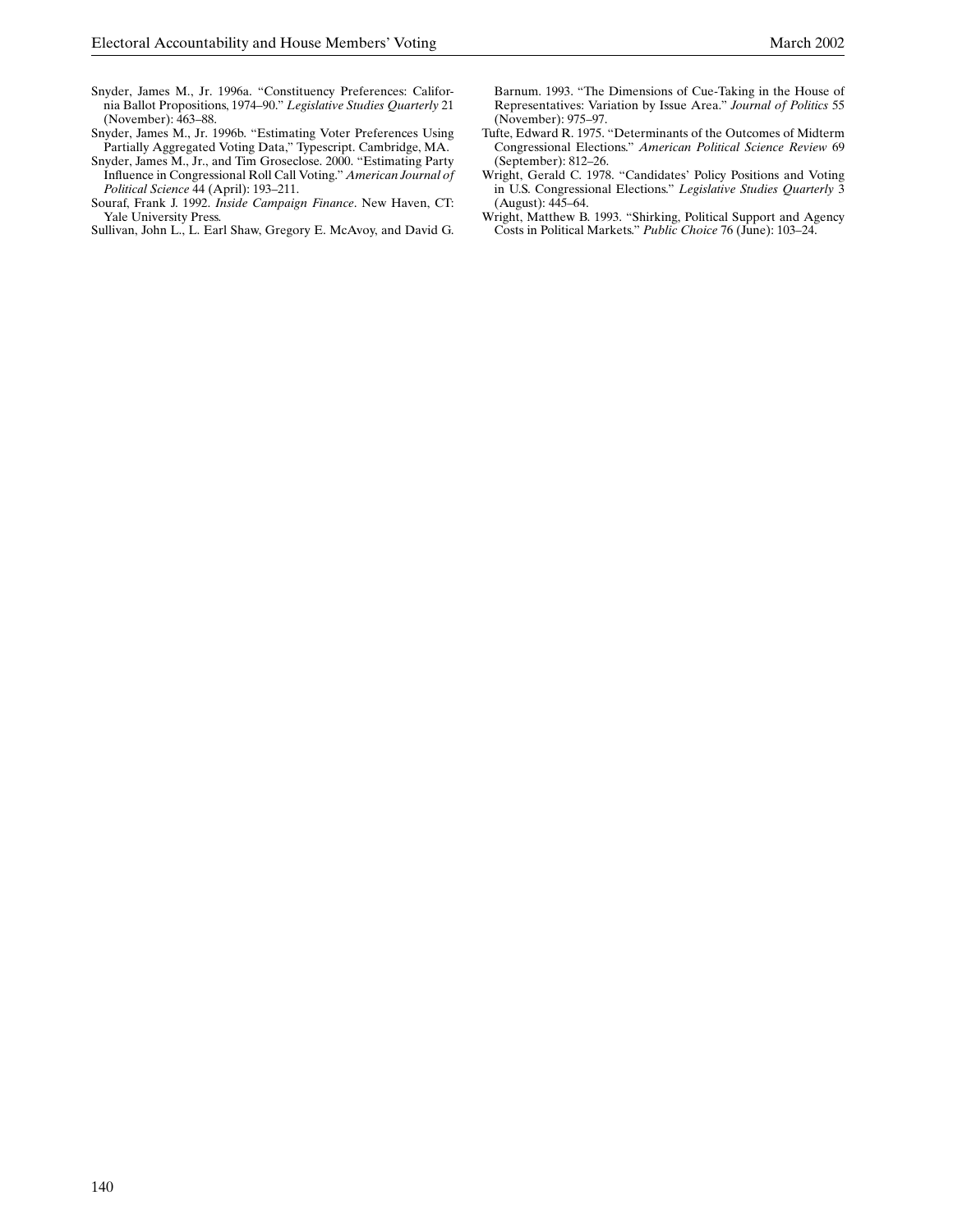Snyder, James M., Jr. 1996a. "Constituency Preferences: California Ballot Propositions, 1974–90." *Legislative Studies Quarterly* 21 (November): 463–88.

Snyder, James M., Jr. 1996b. "Estimating Voter Preferences Using Partially Aggregated Voting Data," Typescript. Cambridge, MA.

Snyder, James M., Jr., and Tim Groseclose. 2000. "Estimating Party Influence in Congressional Roll Call Voting." *American Journal of Political Science* 44 (April): 193–211.

Souraf, Frank J. 1992. *Inside Campaign Finance*. New Haven, CT: Yale University Press.

Sullivan, John L., L. Earl Shaw, Gregory E. McAvoy, and David G. Barnum. 1993. "The Dimensions of Cue-Taking in the House of Representatives: Variation by Issue Area." *Journal of Politics* 55 (November): 975–97.

Tufte, Edward R. 1975. "Determinants of the Outcomes of Midterm Congressional Elections." *American Political Science Review* 69 (September): 812–26.

Wright, Gerald C. 1978. "Candidates' Policy Positions and Voting in U.S. Congressional Elections." *Legislative Studies Quarterly* 3 (August): 445–64.

Wright, Matthew B. 1993. "Shirking, Political Support and Agency Costs in Political Markets." *Public Choice* 76 (June): 103–24.